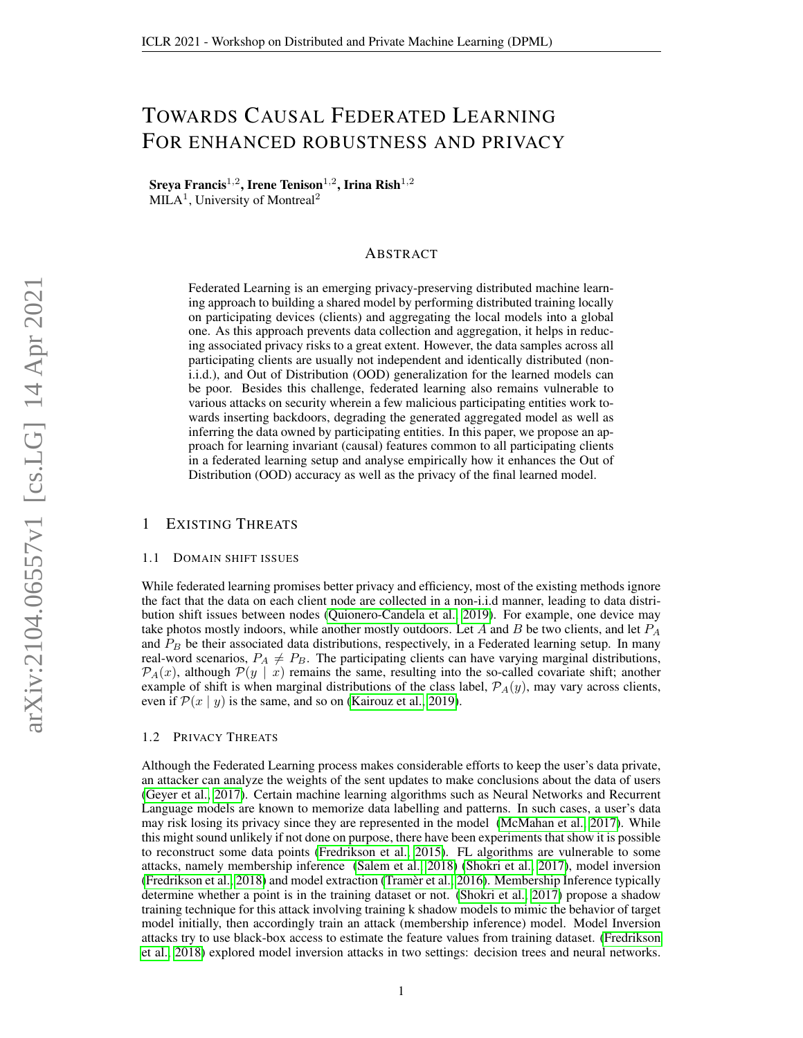# TOWARDS CAUSAL FEDERATED LEARNING FOR ENHANCED ROBUSTNESS AND PRIVACY

**Sreya Francis**[1,2], **Irene Tenison**[1,2], **Irina Rish**[1,2]
MILA[1], University of Montreal[2]

## ABSTRACT

Federated Learning is an emerging privacy-preserving distributed machine learning approach to building a shared model by performing distributed training locally on participating devices (clients) and aggregating the local models into a global one. As this approach prevents data collection and aggregation, it helps in reducing associated privacy risks to a great extent. However, the data samples across all participating clients are usually not independent and identically distributed (non-i.i.d.), and Out of Distribution (OOD) generalization for the learned models can be poor. Besides this challenge, federated learning also remains vulnerable to various attacks on security wherein a few malicious participating entities work towards inserting backdoors, degrading the generated aggregated model as well as inferring the data owned by participating entities. In this paper, we propose an approach for learning invariant (causal) features common to all participating clients in a federated learning setup and analyse empirically how it enhances the Out of Distribution (OOD) accuracy as well as the privacy of the final learned model.

## 1 EXISTING THREATS

### 1.1 DOMAIN SHIFT ISSUES

While federated learning promises better privacy and efficiency, most of the existing methods ignore the fact that the data on each client node are collected in a non-i.i.d manner, leading to data distribution shift issues between nodes (Quionero-Candela et al., 2019). For example, one device may take photos mostly indoors, while another mostly outdoors. Let $A$ and $B$ be two clients, and let $P_A$ and $P_B$ be their associated data distributions, respectively, in a Federated learning setup. In many real-word scenarios, $P_A \neq P_B$. The participating clients can have varying marginal distributions, $\mathcal{P}_A(x)$, although $\mathcal{P}(y \mid x)$ remains the same, resulting into the so-called covariate shift; another example of shift is when marginal distributions of the class label, $\mathcal{P}_A(y)$, may vary across clients, even if $\mathcal{P}(x \mid y)$ is the same, and so on (Kairouz et al., 2019).

### 1.2 PRIVACY THREATS

Although the Federated Learning process makes considerable efforts to keep the user's data private, an attacker can analyze the weights of the sent updates to make conclusions about the data of users (Geyer et al., 2017). Certain machine learning algorithms such as Neural Networks and Recurrent Language models are known to memorize data labelling and patterns. In such cases, a user's data may risk losing its privacy since they are represented in the model (McMahan et al., 2017). While this might sound unlikely if not done on purpose, there have been experiments that show it is possible to reconstruct some data points (Fredrikson et al., 2015). FL algorithms are vulnerable to some attacks, namely membership inference (Salem et al., 2018) (Shokri et al., 2017), model inversion (Fredrikson et al., 2018) and model extraction (Tramèr et al., 2016). Membership Inference typically determine whether a point is in the training dataset or not. (Shokri et al., 2017) propose a shadow training technique for this attack involving training k shadow models to mimic the behavior of target model initially, then accordingly train an attack (membership inference) model. Model Inversion attacks try to use black-box access to estimate the feature values from training dataset. (Fredrikson et al., 2018) explored model inversion attacks in two settings: decision trees and neural networks.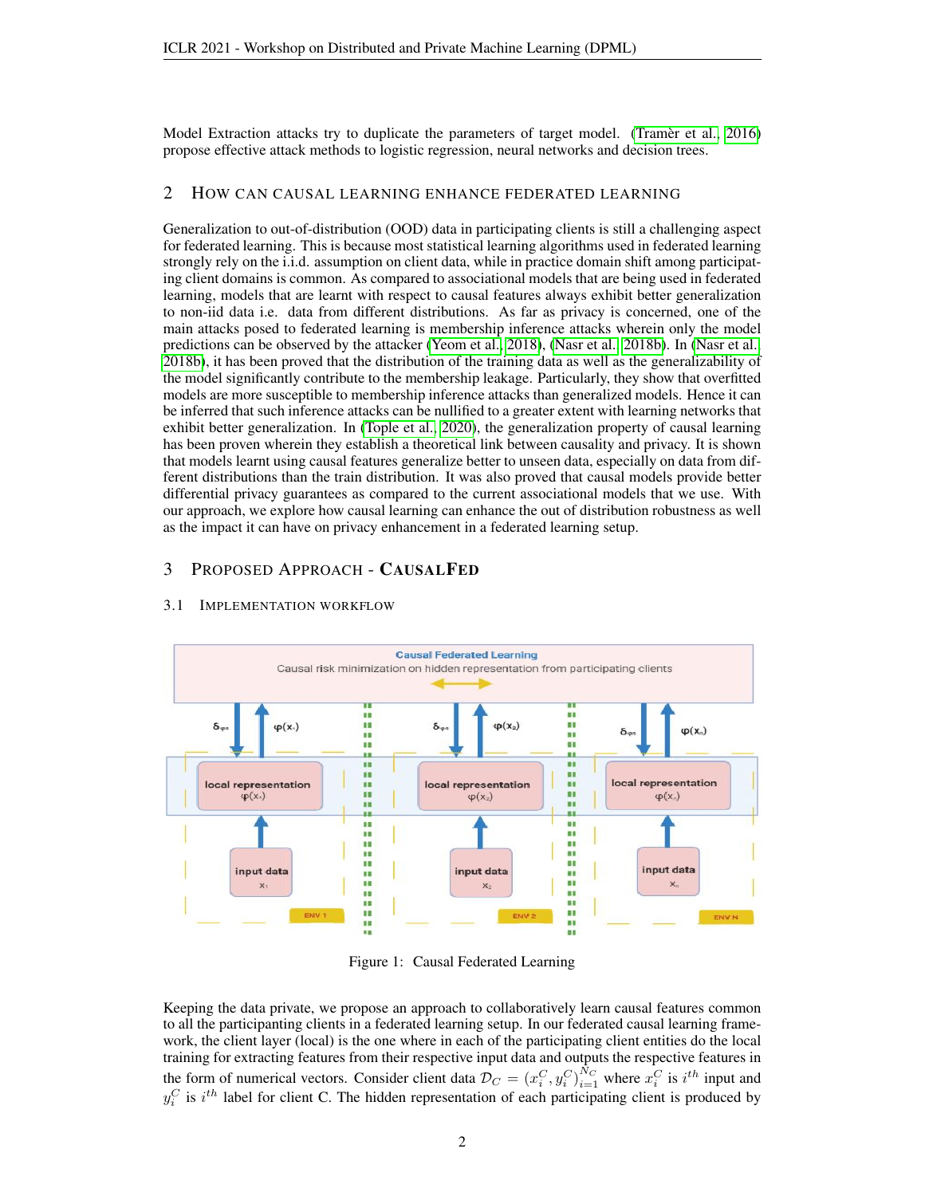Model Extraction attacks try to duplicate the parameters of target model. (Tramèr et al., 2016) propose effective attack methods to logistic regression, neural networks and decision trees.

## 2 How can Causal Learning Enhance Federated Learning

Generalization to out-of-distribution (OOD) data in participating clients is still a challenging aspect for federated learning. This is because most statistical learning algorithms used in federated learning strongly rely on the i.i.d. assumption on client data, while in practice domain shift among participating client domains is common. As compared to associational models that are being used in federated learning, models that are learnt with respect to causal features always exhibit better generalization to non-iid data i.e. data from different distributions. As far as privacy is concerned, one of the main attacks posed to federated learning is membership inference attacks wherein only the model predictions can be observed by the attacker (Yeom et al., 2018), (Nasr et al., 2018b). In (Nasr et al., 2018b), it has been proved that the distribution of the training data as well as the generalizability of the model significantly contribute to the membership leakage. Particularly, they show that overfitted models are more susceptible to membership inference attacks than generalized models. Hence it can be inferred that such inference attacks can be nullified to a greater extent with learning networks that exhibit better generalization. In (Tople et al., 2020), the generalization property of causal learning has been proven wherein they establish a theoretical link between causality and privacy. It is shown that models learnt using causal features generalize better to unseen data, especially on data from different distributions than the train distribution. It was also proved that causal models provide better differential privacy guarantees as compared to the current associational models that we use. With our approach, we explore how causal learning can enhance the out of distribution robustness as well as the impact it can have on privacy enhancement in a federated learning setup.

## 3 Proposed Approach - **CausalFed**

### 3.1 Implementation Workflow

Figure 1: Causal Federated Learning

Keeping the data private, we propose an approach to collaboratively learn causal features common to all the participanting clients in a federated learning setup. In our federated causal learning framework, the client layer (local) is the one where in each of the participating client entities do the local training for extracting features from their respective input data and outputs the respective features in the form of numerical vectors. Consider client data $\mathcal{D}_C = (x_i^C, y_i^C)_{i=1}^{N_C}$ where $x_i^C$ is $i^{th}$ input and $y_i^C$ is $i^{th}$ label for client C. The hidden representation of each participating client is produced by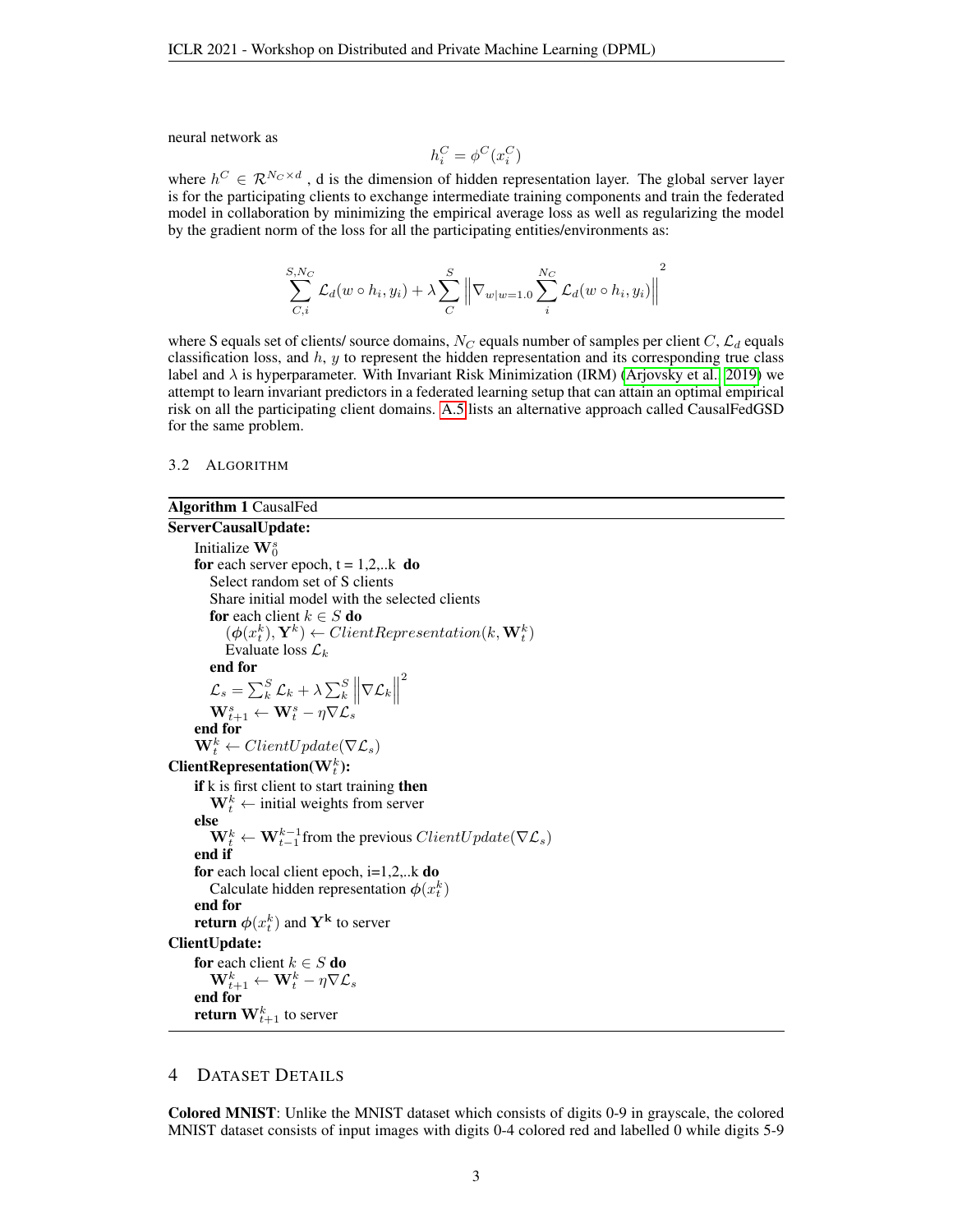neural network as

$$h_i^C = \phi^C(x_i^C)$$

where $h^C \in \mathcal{R}^{N_C \times d}$ , d is the dimension of hidden representation layer. The global server layer is for the participating clients to exchange intermediate training components and train the federated model in collaboration by minimizing the empirical average loss as well as regularizing the model by the gradient norm of the loss for all the participating entities/environments as:

$$\sum_{C,i}^{S,N_C} \mathcal{L}_d(w \circ h_i, y_i) + \lambda \sum_{C}^{S} \left\| \nabla_{w|w=1.0} \sum_{i}^{N_C} \mathcal{L}_d(w \circ h_i, y_i) \right\|^2$$

where S equals set of clients/ source domains, $N_C$ equals number of samples per client $C$, $\mathcal{L}_d$ equals classification loss, and $h$, $y$ to represent the hidden representation and its corresponding true class label and $\lambda$ is hyperparameter. With Invariant Risk Minimization (IRM) (Arjovsky et al., 2019) we attempt to learn invariant predictors in a federated learning setup that can attain an optimal empirical risk on all the participating client domains. A.5 lists an alternative approach called CausalFedGSD for the same problem.

### 3.2 Algorithm

**Algorithm 1** CausalFed

**ServerCausalUpdate:**

- Initialize $\mathbf{W}_0^s$
- **for** each server epoch, t = 1,2,..k **do**
  - Select random set of S clients
  - Share initial model with the selected clients
  - **for** each client $k \in S$ **do**
    - $(\boldsymbol{\phi}(x_t^k), \mathbf{Y}^k) \leftarrow ClientRepresentation(k, \mathbf{W}_t^k)$
    - Evaluate loss $\mathcal{L}_k$
  - **end for**
  - $\mathcal{L}_s = \sum_k^S \mathcal{L}_k + \lambda \sum_k^S \left\| \nabla \mathcal{L}_k \right\|^2$
  - $\mathbf{W}_{t+1}^s \leftarrow \mathbf{W}_t^s - \eta \nabla \mathcal{L}_s$
- **end for**
- $\mathbf{W}_t^k \leftarrow ClientUpdate(\nabla \mathcal{L}_s)$

**ClientRepresentation($\mathbf{W}_t^k$):**

- **if** k is first client to start training **then**
  - $\mathbf{W}_t^k \leftarrow$ initial weights from server
- **else**
  - $\mathbf{W}_t^k \leftarrow \mathbf{W}_{t-1}^{k-1}$ from the previous $ClientUpdate(\nabla \mathcal{L}_s)$
- **end if**
- **for** each local client epoch, i=1,2,..k **do**
  - Calculate hidden representation $\boldsymbol{\phi}(x_t^k)$
- **end for**
- **return** $\boldsymbol{\phi}(x_t^k)$ and $\mathbf{Y}^\mathbf{k}$ to server

**ClientUpdate:**

- **for** each client $k \in S$ **do**
  - $\mathbf{W}_{t+1}^k \leftarrow \mathbf{W}_t^k - \eta \nabla \mathcal{L}_s$
- **end for**
- **return** $\mathbf{W}_{t+1}^k$ to server

## 4 Dataset Details

**Colored MNIST**: Unlike the MNIST dataset which consists of digits 0-9 in grayscale, the colored MNIST dataset consists of input images with digits 0-4 colored red and labelled 0 while digits 5-9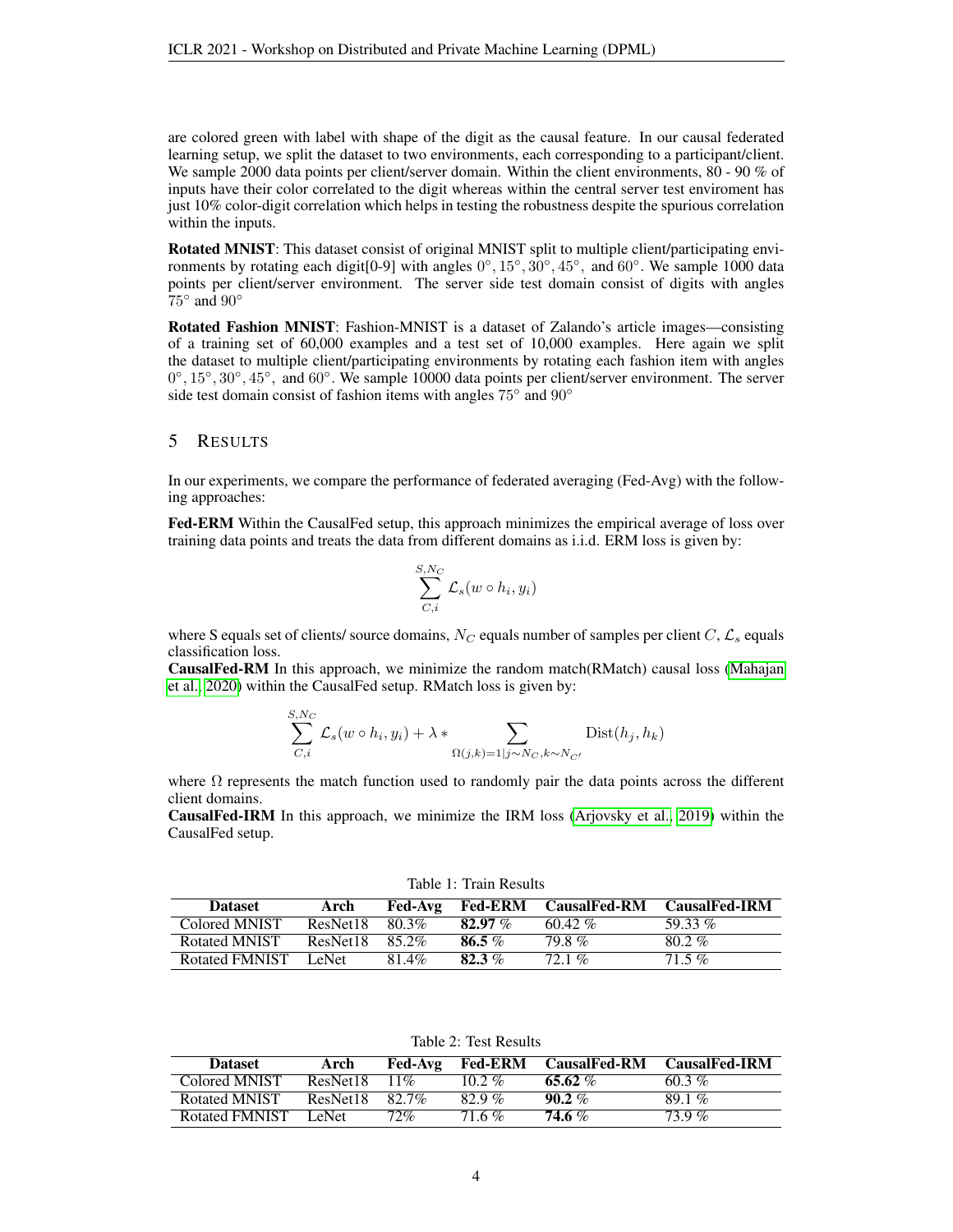are colored green with label with shape of the digit as the causal feature. In our causal federated learning setup, we split the dataset to two environments, each corresponding to a participant/client. We sample 2000 data points per client/server domain. Within the client environments, 80 - 90 % of inputs have their color correlated to the digit whereas within the central server test enviroment has just 10% color-digit correlation which helps in testing the robustness despite the spurious correlation within the inputs.

**Rotated MNIST**: This dataset consist of original MNIST split to multiple client/participating environments by rotating each digit[0-9] with angles $0°, 15°, 30°, 45°,$ and $60°$. We sample 1000 data points per client/server environment. The server side test domain consist of digits with angles $75°$ and $90°$

**Rotated Fashion MNIST**: Fashion-MNIST is a dataset of Zalando's article images—consisting of a training set of 60,000 examples and a test set of 10,000 examples. Here again we split the dataset to multiple client/participating environments by rotating each fashion item with angles $0°, 15°, 30°, 45°,$ and $60°$. We sample 10000 data points per client/server environment. The server side test domain consist of fashion items with angles $75°$ and $90°$

## 5 Results

In our experiments, we compare the performance of federated averaging (Fed-Avg) with the following approaches:

**Fed-ERM** Within the CausalFed setup, this approach minimizes the empirical average of loss over training data points and treats the data from different domains as i.i.d. ERM loss is given by:

$$\sum_{C,i}^{S,N_C} \mathcal{L}_s(w \circ h_i, y_i)$$

where S equals set of clients/ source domains, $N_C$ equals number of samples per client $C$, $\mathcal{L}_s$ equals classification loss.

**CausalFed-RM** In this approach, we minimize the random match(RMatch) causal loss (Mahajan et al., 2020) within the CausalFed setup. RMatch loss is given by:

$$\sum_{C,i}^{S,N_C} \mathcal{L}_s(w \circ h_i, y_i) + \lambda * \sum_{\Omega(j,k)=1|j \sim N_C, k \sim N_{C'}} \text{Dist}(h_j, h_k)$$

where $\Omega$ represents the match function used to randomly pair the data points across the different client domains.

**CausalFed-IRM** In this approach, we minimize the IRM loss (Arjovsky et al., 2019) within the CausalFed setup.

Table 1: Train Results

| Dataset | Arch | Fed-Avg | Fed-ERM | CausalFed-RM | CausalFed-IRM |
|---|---|---|---|---|---|
| Colored MNIST | ResNet18 | 80.3% | **82.97** % | 60.42 % | 59.33 % |
| Rotated MNIST | ResNet18 | 85.2% | **86.5** % | 79.8 % | 80.2 % |
| Rotated FMNIST | LeNet | 81.4% | **82.3** % | 72.1 % | 71.5 % |

Table 2: Test Results

| Dataset | Arch | Fed-Avg | Fed-ERM | CausalFed-RM | CausalFed-IRM |
|---|---|---|---|---|---|
| Colored MNIST | ResNet18 | 11% | 10.2 % | **65.62** % | 60.3 % |
| Rotated MNIST | ResNet18 | 82.7% | 82.9 % | **90.2** % | 89.1 % |
| Rotated FMNIST | LeNet | 72% | 71.6 % | **74.6** % | 73.9 % |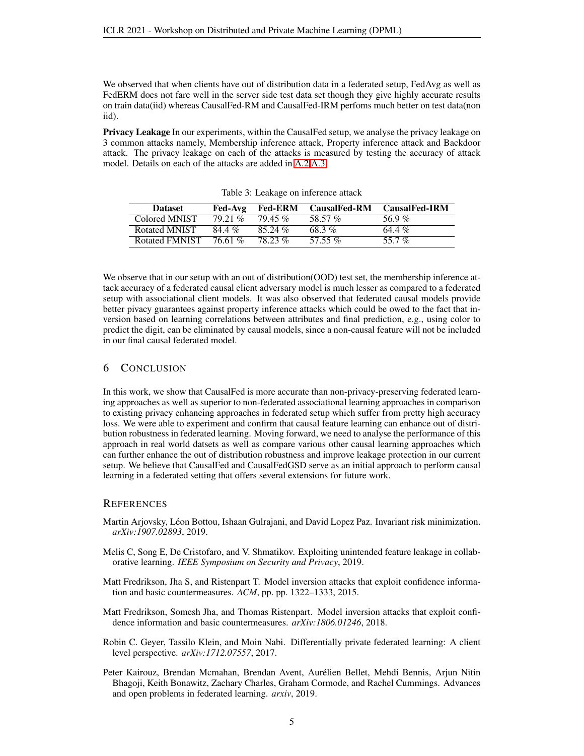We observed that when clients have out of distribution data in a federated setup, FedAvg as well as FedERM does not fare well in the server side test data set though they give highly accurate results on train data(iid) whereas CausalFed-RM and CausalFed-IRM perfoms much better on test data(non iid).

**Privacy Leakage** In our experiments, within the CausalFed setup, we analyse the privacy leakage on 3 common attacks namely, Membership inference attack, Property inference attack and Backdoor attack. The privacy leakage on each of the attacks is measured by testing the accuracy of attack model. Details on each of the attacks are added in A.2,A.3

Table 3: Leakage on inference attack

| Dataset | Fed-Avg | Fed-ERM | CausalFed-RM | CausalFed-IRM |
|---|---|---|---|---|
| Colored MNIST | 79.21 % | 79.45 % | 58.57 % | 56.9 % |
| Rotated MNIST | 84.4 % | 85.24 % | 68.3 % | 64.4 % |
| Rotated FMNIST | 76.61 % | 78.23 % | 57.55 % | 55.7 % |

We observe that in our setup with an out of distribution(OOD) test set, the membership inference attack accuracy of a federated causal client adversary model is much lesser as compared to a federated setup with associational client models. It was also observed that federated causal models provide better pivacy guarantees against property inference attacks which could be owed to the fact that inversion based on learning correlations between attributes and final prediction, e.g., using color to predict the digit, can be eliminated by causal models, since a non-causal feature will not be included in our final causal federated model.

## 6 Conclusion

In this work, we show that CausalFed is more accurate than non-privacy-preserving federated learning approaches as well as superior to non-federated associational learning approaches in comparison to existing privacy enhancing approaches in federated setup which suffer from pretty high accuracy loss. We were able to experiment and confirm that causal feature learning can enhance out of distribution robustness in federated learning. Moving forward, we need to analyse the performance of this approach in real world datsets as well as compare various other causal learning approaches which can further enhance the out of distribution robustness and improve leakage protection in our current setup. We believe that CausalFed and CausalFedGSD serve as an initial approach to perform causal learning in a federated setting that offers several extensions for future work.

## References

Martin Arjovsky, Léon Bottou, Ishaan Gulrajani, and David Lopez Paz. Invariant risk minimization. *arXiv:1907.02893*, 2019.

Melis C, Song E, De Cristofaro, and V. Shmatikov. Exploiting unintended feature leakage in collaborative learning. *IEEE Symposium on Security and Privacy*, 2019.

Matt Fredrikson, Jha S, and Ristenpart T. Model inversion attacks that exploit confidence information and basic countermeasures. *ACM*, pp. pp. 1322–1333, 2015.

Matt Fredrikson, Somesh Jha, and Thomas Ristenpart. Model inversion attacks that exploit confidence information and basic countermeasures. *arXiv:1806.01246*, 2018.

Robin C. Geyer, Tassilo Klein, and Moin Nabi. Differentially private federated learning: A client level perspective. *arXiv:1712.07557*, 2017.

Peter Kairouz, Brendan Mcmahan, Brendan Avent, Aurélien Bellet, Mehdi Bennis, Arjun Nitin Bhagoji, Keith Bonawitz, Zachary Charles, Graham Cormode, and Rachel Cummings. Advances and open problems in federated learning. *arxiv*, 2019.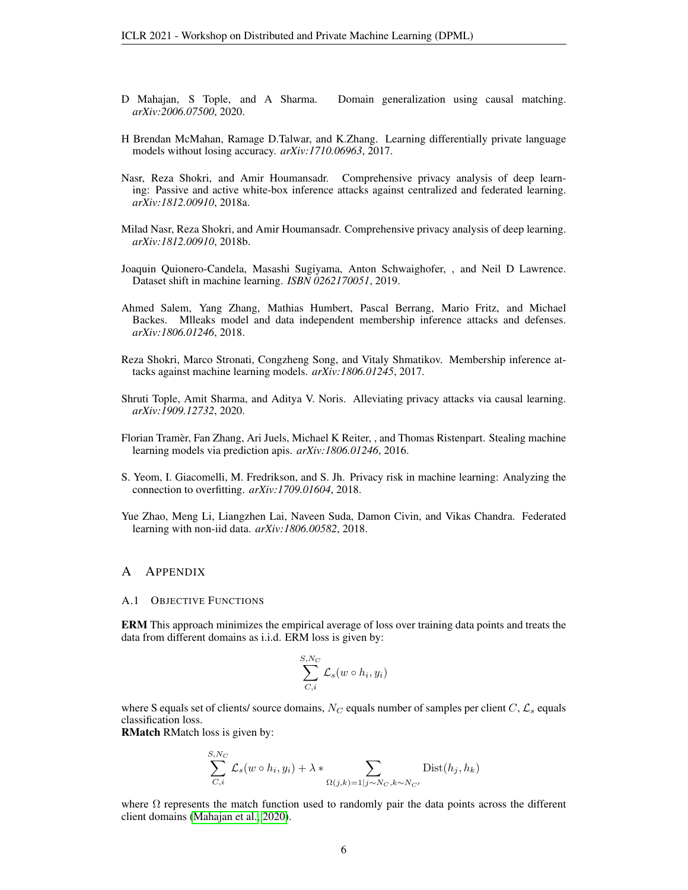D Mahajan, S Tople, and A Sharma. Domain generalization using causal matching. *arXiv:2006.07500*, 2020.

H Brendan McMahan, Ramage D.Talwar, and K.Zhang. Learning differentially private language models without losing accuracy. *arXiv:1710.06963*, 2017.

Nasr, Reza Shokri, and Amir Houmansadr. Comprehensive privacy analysis of deep learning: Passive and active white-box inference attacks against centralized and federated learning. *arXiv:1812.00910*, 2018a.

Milad Nasr, Reza Shokri, and Amir Houmansadr. Comprehensive privacy analysis of deep learning. *arXiv:1812.00910*, 2018b.

Joaquin Quionero-Candela, Masashi Sugiyama, Anton Schwaighofer, , and Neil D Lawrence. Dataset shift in machine learning. *ISBN 0262170051*, 2019.

Ahmed Salem, Yang Zhang, Mathias Humbert, Pascal Berrang, Mario Fritz, and Michael Backes. Mlleaks model and data independent membership inference attacks and defenses. *arXiv:1806.01246*, 2018.

Reza Shokri, Marco Stronati, Congzheng Song, and Vitaly Shmatikov. Membership inference attacks against machine learning models. *arXiv:1806.01245*, 2017.

Shruti Tople, Amit Sharma, and Aditya V. Noris. Alleviating privacy attacks via causal learning. *arXiv:1909.12732*, 2020.

Florian Tramèr, Fan Zhang, Ari Juels, Michael K Reiter, , and Thomas Ristenpart. Stealing machine learning models via prediction apis. *arXiv:1806.01246*, 2016.

S. Yeom, I. Giacomelli, M. Fredrikson, and S. Jh. Privacy risk in machine learning: Analyzing the connection to overfitting. *arXiv:1709.01604*, 2018.

Yue Zhao, Meng Li, Liangzhen Lai, Naveen Suda, Damon Civin, and Vikas Chandra. Federated learning with non-iid data. *arXiv:1806.00582*, 2018.

# A Appendix

## A.1 Objective Functions

**ERM** This approach minimizes the empirical average of loss over training data points and treats the data from different domains as i.i.d. ERM loss is given by:

$$\sum_{C,i}^{S,N_C} \mathcal{L}_s(w \circ h_i, y_i)$$

where S equals set of clients/ source domains, $N_C$ equals number of samples per client $C$, $\mathcal{L}_s$ equals classification loss.

**RMatch** RMatch loss is given by:

$$\sum_{C,i}^{S,N_C} \mathcal{L}_s(w \circ h_i, y_i) + \lambda * \sum_{\Omega(j,k)=1|j \sim N_C, k \sim N_{C'}} \text{Dist}(h_j, h_k)$$

where $\Omega$ represents the match function used to randomly pair the data points across the different client domains (Mahajan et al., 2020).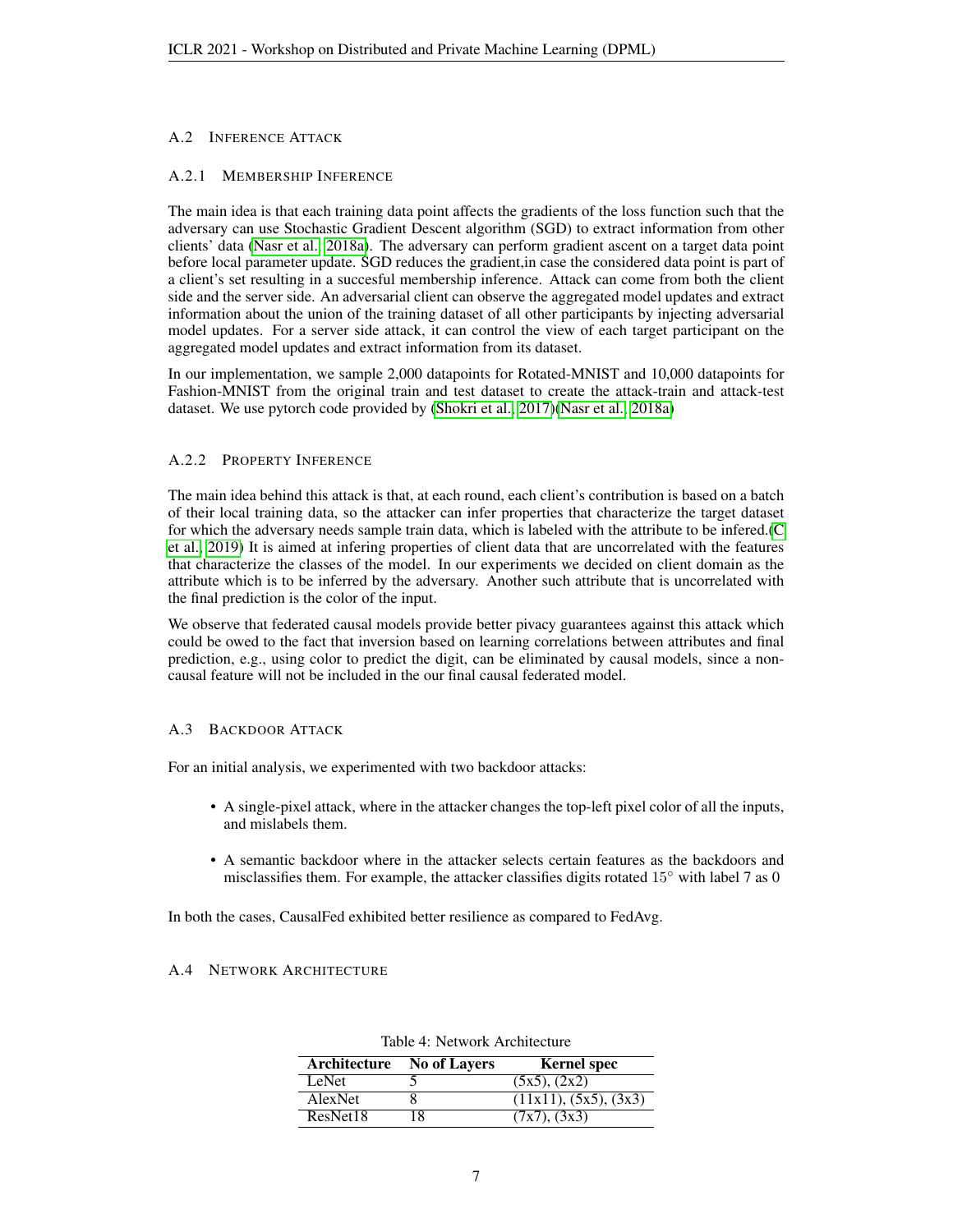### A.2 Inference Attack

#### A.2.1 Membership Inference

The main idea is that each training data point affects the gradients of the loss function such that the adversary can use Stochastic Gradient Descent algorithm (SGD) to extract information from other clients' data (Nasr et al., 2018a). The adversary can perform gradient ascent on a target data point before local parameter update. SGD reduces the gradient,in case the considered data point is part of a client's set resulting in a succesful membership inference. Attack can come from both the client side and the server side. An adversarial client can observe the aggregated model updates and extract information about the union of the training dataset of all other participants by injecting adversarial model updates. For a server side attack, it can control the view of each target participant on the aggregated model updates and extract information from its dataset.

In our implementation, we sample 2,000 datapoints for Rotated-MNIST and 10,000 datapoints for Fashion-MNIST from the original train and test dataset to create the attack-train and attack-test dataset. We use pytorch code provided by (Shokri et al., 2017)(Nasr et al., 2018a)

#### A.2.2 Property Inference

The main idea behind this attack is that, at each round, each client's contribution is based on a batch of their local training data, so the attacker can infer properties that characterize the target dataset for which the adversary needs sample train data, which is labeled with the attribute to be infered.(C et al., 2019) It is aimed at infering properties of client data that are uncorrelated with the features that characterize the classes of the model. In our experiments we decided on client domain as the attribute which is to be inferred by the adversary. Another such attribute that is uncorrelated with the final prediction is the color of the input.

We observe that federated causal models provide better pivacy guarantees against this attack which could be owed to the fact that inversion based on learning correlations between attributes and final prediction, e.g., using color to predict the digit, can be eliminated by causal models, since a non-causal feature will not be included in the our final causal federated model.

### A.3 Backdoor Attack

For an initial analysis, we experimented with two backdoor attacks:

- A single-pixel attack, where in the attacker changes the top-left pixel color of all the inputs, and mislabels them.
- A semantic backdoor where in the attacker selects certain features as the backdoors and misclassifies them. For example, the attacker classifies digits rotated $15^{\circ}$ with label 7 as 0

In both the cases, CausalFed exhibited better resilience as compared to FedAvg.

### A.4 Network Architecture

Table 4: Network Architecture

| Architecture | No of Layers | Kernel spec |
|---|---|---|
| LeNet | 5 | (5x5), (2x2) |
| AlexNet | 8 | (11x11), (5x5), (3x3) |
| ResNet18 | 18 | (7x7), (3x3) |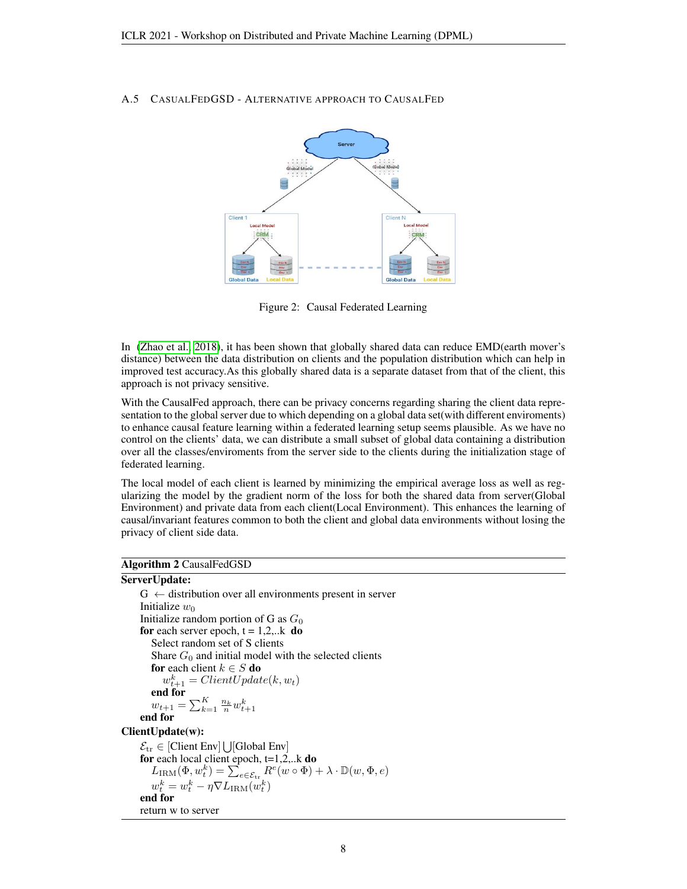## A.5 CasualFedGSD - Alternative approach to CausalFed

Figure 2: Causal Federated Learning

In (Zhao et al., 2018), it has been shown that globally shared data can reduce EMD(earth mover's distance) between the data distribution on clients and the population distribution which can help in improved test accuracy.As this globally shared data is a separate dataset from that of the client, this approach is not privacy sensitive.

With the CausalFed approach, there can be privacy concerns regarding sharing the client data representation to the global server due to which depending on a global data set(with different enviroments) to enhance causal feature learning within a federated learning setup seems plausible. As we have no control on the clients' data, we can distribute a small subset of global data containing a distribution over all the classes/enviroments from the server side to the clients during the initialization stage of federated learning.

The local model of each client is learned by minimizing the empirical average loss as well as regularizing the model by the gradient norm of the loss for both the shared data from server(Global Environment) and private data from each client(Local Environment). This enhances the learning of causal/invariant features common to both the client and global data environments without losing the privacy of client side data.

**Algorithm 2** CausalFedGSD

**ServerUpdate:**

G $\leftarrow$ distribution over all environments present in server
Initialize $w_0$
Initialize random portion of G as $G_0$
**for** each server epoch, t = 1,2,..k **do**
  Select random set of S clients
  Share $G_0$ and initial model with the selected clients
  **for** each client $k \in S$ **do**
    $w_{t+1}^k = ClientUpdate(k, w_t)$
  **end for**
  $w_{t+1} = \sum_{k=1}^{K} \frac{n_k}{n} w_{t+1}^k$
**end for**

**ClientUpdate(w):**

$\mathcal{E}_{\text{tr}} \in$ [Client Env] $\bigcup$[Global Env]
**for** each local client epoch, t=1,2,..k **do**
  $L_{\text{IRM}}(\Phi, w_t^k) = \sum_{e \in \mathcal{E}_{\text{tr}}} R^e(w \circ \Phi) + \lambda \cdot \mathbb{D}(w, \Phi, e)$
  $w_t^k = w_t^k - \eta \nabla L_{\text{IRM}}(w_t^k)$
**end for**
return w to server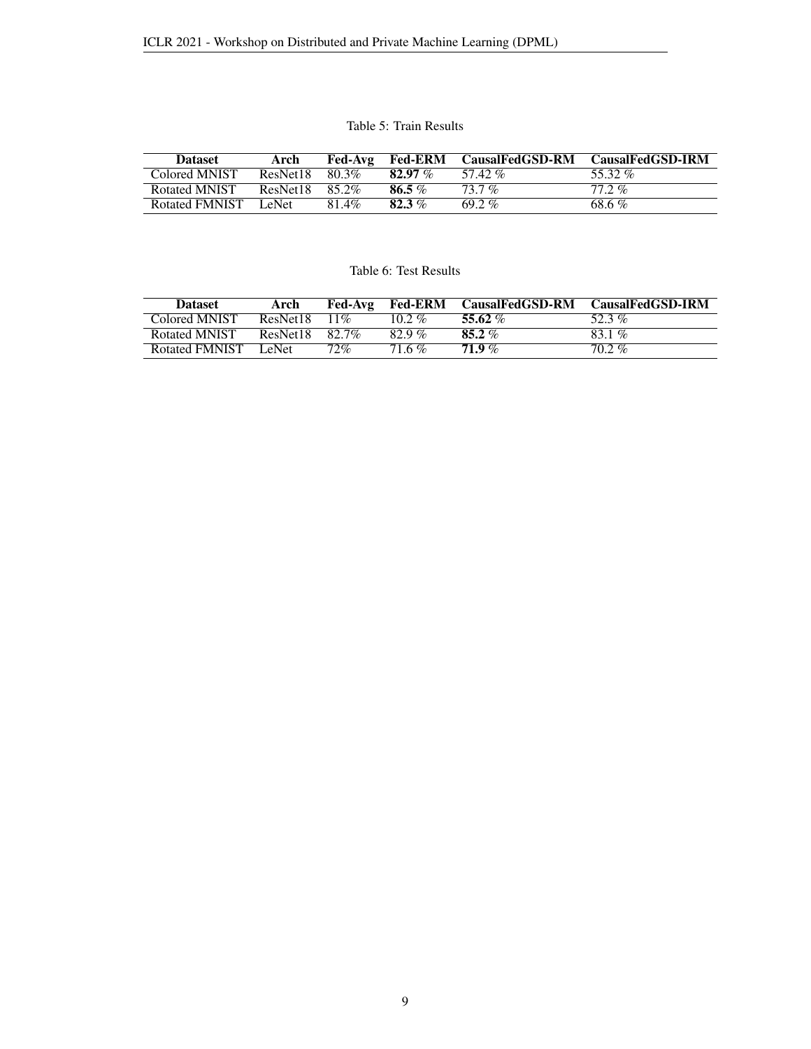Table 5: Train Results

| Dataset | Arch | Fed-Avg | Fed-ERM | CausalFedGSD-RM | CausalFedGSD-IRM |
|---|---|---|---|---|---|
| Colored MNIST | ResNet18 | 80.3% | **82.97** % | 57.42 % | 55.32 % |
| Rotated MNIST | ResNet18 | 85.2% | **86.5** % | 73.7 % | 77.2 % |
| Rotated FMNIST | LeNet | 81.4% | **82.3** % | 69.2 % | 68.6 % |

Table 6: Test Results

| Dataset | Arch | Fed-Avg | Fed-ERM | CausalFedGSD-RM | CausalFedGSD-IRM |
|---|---|---|---|---|---|
| Colored MNIST | ResNet18 | 11% | 10.2 % | **55.62** % | 52.3 % |
| Rotated MNIST | ResNet18 | 82.7% | 82.9 % | **85.2** % | 83.1 % |
| Rotated FMNIST | LeNet | 72% | 71.6 % | **71.9** % | 70.2 % |